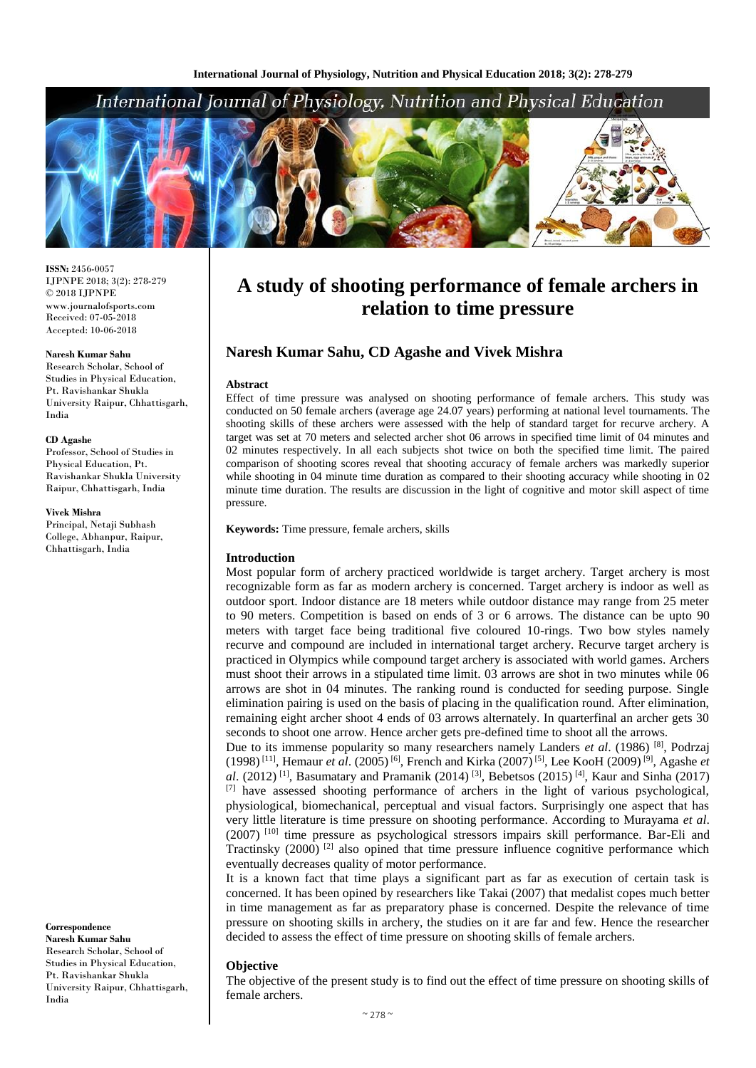# A study of shooting performance of female archers in relation to time pressure

## Naresh Kumar Sahu, CD Agashe and Vivek Mishra

**ISSN:** 2456-0057
IJPNPE 2018; 3(2): 278-279
© 2018 IJPNPE
www.journalofsports.com
Received: 07-05-2018
Accepted: 10-06-2018

**Naresh Kumar Sahu**
Research Scholar, School of Studies in Physical Education, Pt. Ravishankar Shukla University Raipur, Chhattisgarh, India

**CD Agashe**
Professor, School of Studies in Physical Education, Pt. Ravishankar Shukla University Raipur, Chhattisgarh, India

**Vivek Mishra**
Principal, Netaji Subhash College, Abhanpur, Raipur, Chhattisgarh, India

**Correspondence**
**Naresh Kumar Sahu**
Research Scholar, School of Studies in Physical Education, Pt. Ravishankar Shukla University Raipur, Chhattisgarh, India

### Abstract

Effect of time pressure was analysed on shooting performance of female archers. This study was conducted on 50 female archers (average age 24.07 years) performing at national level tournaments. The shooting skills of these archers were assessed with the help of standard target for recurve archery. A target was set at 70 meters and selected archer shot 06 arrows in specified time limit of 04 minutes and 02 minutes respectively. In all each subjects shot twice on both the specified time limit. The paired comparison of shooting scores reveal that shooting accuracy of female archers was markedly superior while shooting in 04 minute time duration as compared to their shooting accuracy while shooting in 02 minute time duration. The results are discussion in the light of cognitive and motor skill aspect of time pressure.

**Keywords:** Time pressure, female archers, skills

### Introduction

Most popular form of archery practiced worldwide is target archery. Target archery is most recognizable form as far as modern archery is concerned. Target archery is indoor as well as outdoor sport. Indoor distance are 18 meters while outdoor distance may range from 25 meter to 90 meters. Competition is based on ends of 3 or 6 arrows. The distance can be upto 90 meters with target face being traditional five coloured 10-rings. Two bow styles namely recurve and compound are included in international target archery. Recurve target archery is practiced in Olympics while compound target archery is associated with world games. Archers must shoot their arrows in a stipulated time limit. 03 arrows are shot in two minutes while 06 arrows are shot in 04 minutes. The ranking round is conducted for seeding purpose. Single elimination pairing is used on the basis of placing in the qualification round. After elimination, remaining eight archer shoot 4 ends of 03 arrows alternately. In quarterfinal an archer gets 30 seconds to shoot one arrow. Hence archer gets pre-defined time to shoot all the arrows.

Due to its immense popularity so many researchers namely Landers *et al*. (1986) [8], Podrzaj (1998) [11], Hemaur *et al*. (2005) [6], French and Kirka (2007) [5], Lee KooH (2009) [9], Agashe *et al*. (2012) [1], Basumatary and Pramanik (2014) [3], Bebetsos (2015) [4], Kaur and Sinha (2017) [7] have assessed shooting performance of archers in the light of various psychological, physiological, biomechanical, perceptual and visual factors. Surprisingly one aspect that has very little literature is time pressure on shooting performance. According to Murayama *et al*. (2007) [10] time pressure as psychological stressors impairs skill performance. Bar-Eli and Tractinsky (2000) [2] also opined that time pressure influence cognitive performance which eventually decreases quality of motor performance.

It is a known fact that time plays a significant part as far as execution of certain task is concerned. It has been opined by researchers like Takai (2007) that medalist copes much better in time management as far as preparatory phase is concerned. Despite the relevance of time pressure on shooting skills in archery, the studies on it are far and few. Hence the researcher decided to assess the effect of time pressure on shooting skills of female archers.

### Objective

The objective of the present study is to find out the effect of time pressure on shooting skills of female archers.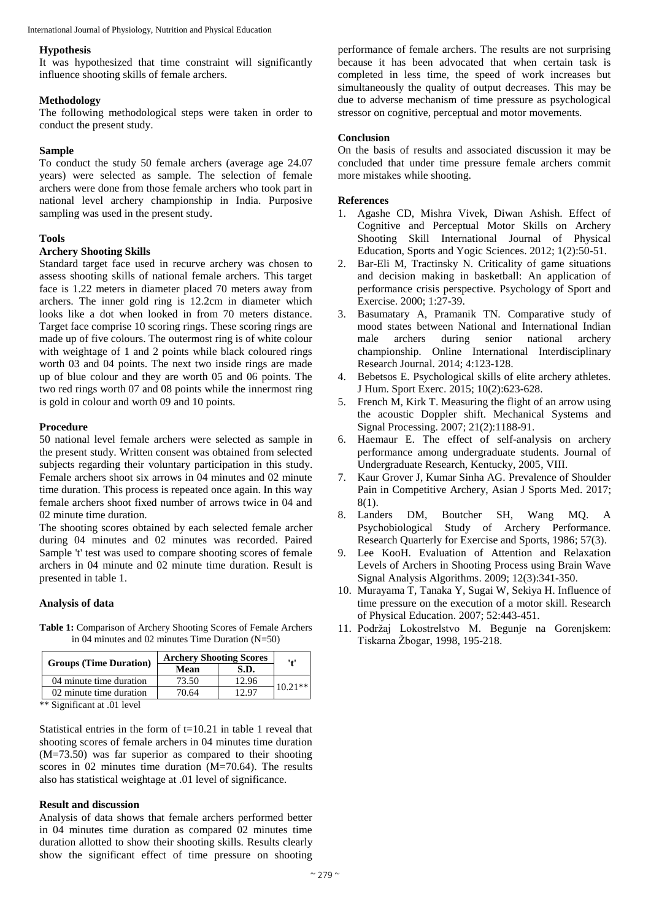## Hypothesis

It was hypothesized that time constraint will significantly influence shooting skills of female archers.

## Methodology

The following methodological steps were taken in order to conduct the present study.

### Sample

To conduct the study 50 female archers (average age 24.07 years) were selected as sample. The selection of female archers were done from those female archers who took part in national level archery championship in India. Purposive sampling was used in the present study.

### Tools

#### Archery Shooting Skills

Standard target face used in recurve archery was chosen to assess shooting skills of national female archers. This target face is 1.22 meters in diameter placed 70 meters away from archers. The inner gold ring is 12.2cm in diameter which looks like a dot when looked in from 70 meters distance. Target face comprise 10 scoring rings. These scoring rings are made up of five colours. The outermost ring is of white colour with weightage of 1 and 2 points while black coloured rings worth 03 and 04 points. The next two inside rings are made up of blue colour and they are worth 05 and 06 points. The two red rings worth 07 and 08 points while the innermost ring is gold in colour and worth 09 and 10 points.

### Procedure

50 national level female archers were selected as sample in the present study. Written consent was obtained from selected subjects regarding their voluntary participation in this study. Female archers shoot six arrows in 04 minutes and 02 minute time duration. This process is repeated once again. In this way female archers shoot fixed number of arrows twice in 04 and 02 minute time duration.

The shooting scores obtained by each selected female archer during 04 minutes and 02 minutes was recorded. Paired Sample 't' test was used to compare shooting scores of female archers in 04 minute and 02 minute time duration. Result is presented in table 1.

### Analysis of data

**Table 1:** Comparison of Archery Shooting Scores of Female Archers in 04 minutes and 02 minutes Time Duration (N=50)

| Groups (Time Duration) | Archery Shooting Scores | | 't' |
|---|---|---|---|
| | Mean | S.D. | |
| 04 minute time duration | 73.50 | 12.96 | 10.21** |
| 02 minute time duration | 70.64 | 12.97 | |

** Significant at .01 level

Statistical entries in the form of t=10.21 in table 1 reveal that shooting scores of female archers in 04 minutes time duration (M=73.50) was far superior as compared to their shooting scores in 02 minutes time duration (M=70.64). The results also has statistical weightage at .01 level of significance.

## Result and discussion

Analysis of data shows that female archers performed better in 04 minutes time duration as compared 02 minutes time duration allotted to show their shooting skills. Results clearly show the significant effect of time pressure on shooting performance of female archers. The results are not surprising because it has been advocated that when certain task is completed in less time, the speed of work increases but simultaneously the quality of output decreases. This may be due to adverse mechanism of time pressure as psychological stressor on cognitive, perceptual and motor movements.

## Conclusion

On the basis of results and associated discussion it may be concluded that under time pressure female archers commit more mistakes while shooting.

## References

1. Agashe CD, Mishra Vivek, Diwan Ashish. Effect of Cognitive and Perceptual Motor Skills on Archery Shooting Skill International Journal of Physical Education, Sports and Yogic Sciences. 2012; 1(2):50-51.
2. Bar-Eli M, Tractinsky N. Criticality of game situations and decision making in basketball: An application of performance crisis perspective. Psychology of Sport and Exercise. 2000; 1:27-39.
3. Basumatary A, Pramanik TN. Comparative study of mood states between National and International Indian male archers during senior national archery championship. Online International Interdisciplinary Research Journal. 2014; 4:123-128.
4. Bebetsos E. Psychological skills of elite archery athletes. J Hum. Sport Exerc. 2015; 10(2):623-628.
5. French M, Kirk T. Measuring the flight of an arrow using the acoustic Doppler shift. Mechanical Systems and Signal Processing. 2007; 21(2):1188-91.
6. Haemaur E. The effect of self-analysis on archery performance among undergraduate students. Journal of Undergraduate Research, Kentucky, 2005, VIII.
7. Kaur Grover J, Kumar Sinha AG. Prevalence of Shoulder Pain in Competitive Archery, Asian J Sports Med. 2017; 8(1).
8. Landers DM, Boutcher SH, Wang MQ. A Psychobiological Study of Archery Performance. Research Quarterly for Exercise and Sports, 1986; 57(3).
9. Lee KooH. Evaluation of Attention and Relaxation Levels of Archers in Shooting Process using Brain Wave Signal Analysis Algorithms. 2009; 12(3):341-350.
10. Murayama T, Tanaka Y, Sugai W, Sekiya H. Influence of time pressure on the execution of a motor skill. Research of Physical Education. 2007; 52:443-451.
11. Podržaj Lokostrelstvo M. Begunje na Gorenjskem: Tiskarna Žbogar, 1998, 195-218.